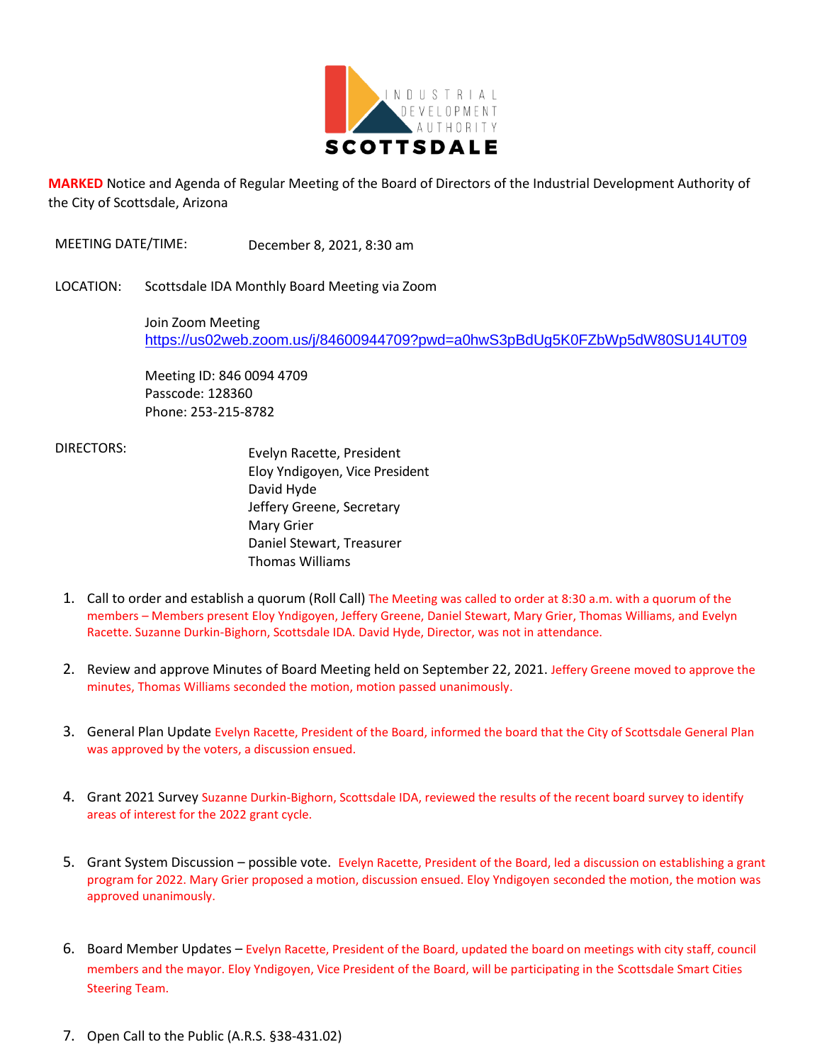INDUSTRIAL DEVELOPMENT AUTHORITY
**SCOTTSDALE**

**MARKED** Notice and Agenda of Regular Meeting of the Board of Directors of the Industrial Development Authority of the City of Scottsdale, Arizona

MEETING DATE/TIME: December 8, 2021, 8:30 am

LOCATION: Scottsdale IDA Monthly Board Meeting via Zoom

Join Zoom Meeting
https://us02web.zoom.us/j/84600944709?pwd=a0hwS3pBdUg5K0FZbWp5dW80SU14UT09

Meeting ID: 846 0094 4709
Passcode: 128360
Phone: 253-215-8782

DIRECTORS:

Evelyn Racette, President
Eloy Yndigoyen, Vice President
David Hyde
Jeffery Greene, Secretary
Mary Grier
Daniel Stewart, Treasurer
Thomas Williams

1. Call to order and establish a quorum (Roll Call) The Meeting was called to order at 8:30 a.m. with a quorum of the members – Members present Eloy Yndigoyen, Jeffery Greene, Daniel Stewart, Mary Grier, Thomas Williams, and Evelyn Racette. Suzanne Durkin-Bighorn, Scottsdale IDA. David Hyde, Director, was not in attendance.

2. Review and approve Minutes of Board Meeting held on September 22, 2021. Jeffery Greene moved to approve the minutes, Thomas Williams seconded the motion, motion passed unanimously.

3. General Plan Update Evelyn Racette, President of the Board, informed the board that the City of Scottsdale General Plan was approved by the voters, a discussion ensued.

4. Grant 2021 Survey Suzanne Durkin-Bighorn, Scottsdale IDA, reviewed the results of the recent board survey to identify areas of interest for the 2022 grant cycle.

5. Grant System Discussion – possible vote. Evelyn Racette, President of the Board, led a discussion on establishing a grant program for 2022. Mary Grier proposed a motion, discussion ensued. Eloy Yndigoyen seconded the motion, the motion was approved unanimously.

6. Board Member Updates – Evelyn Racette, President of the Board, updated the board on meetings with city staff, council members and the mayor. Eloy Yndigoyen, Vice President of the Board, will be participating in the Scottsdale Smart Cities Steering Team.

7. Open Call to the Public (A.R.S. §38-431.02)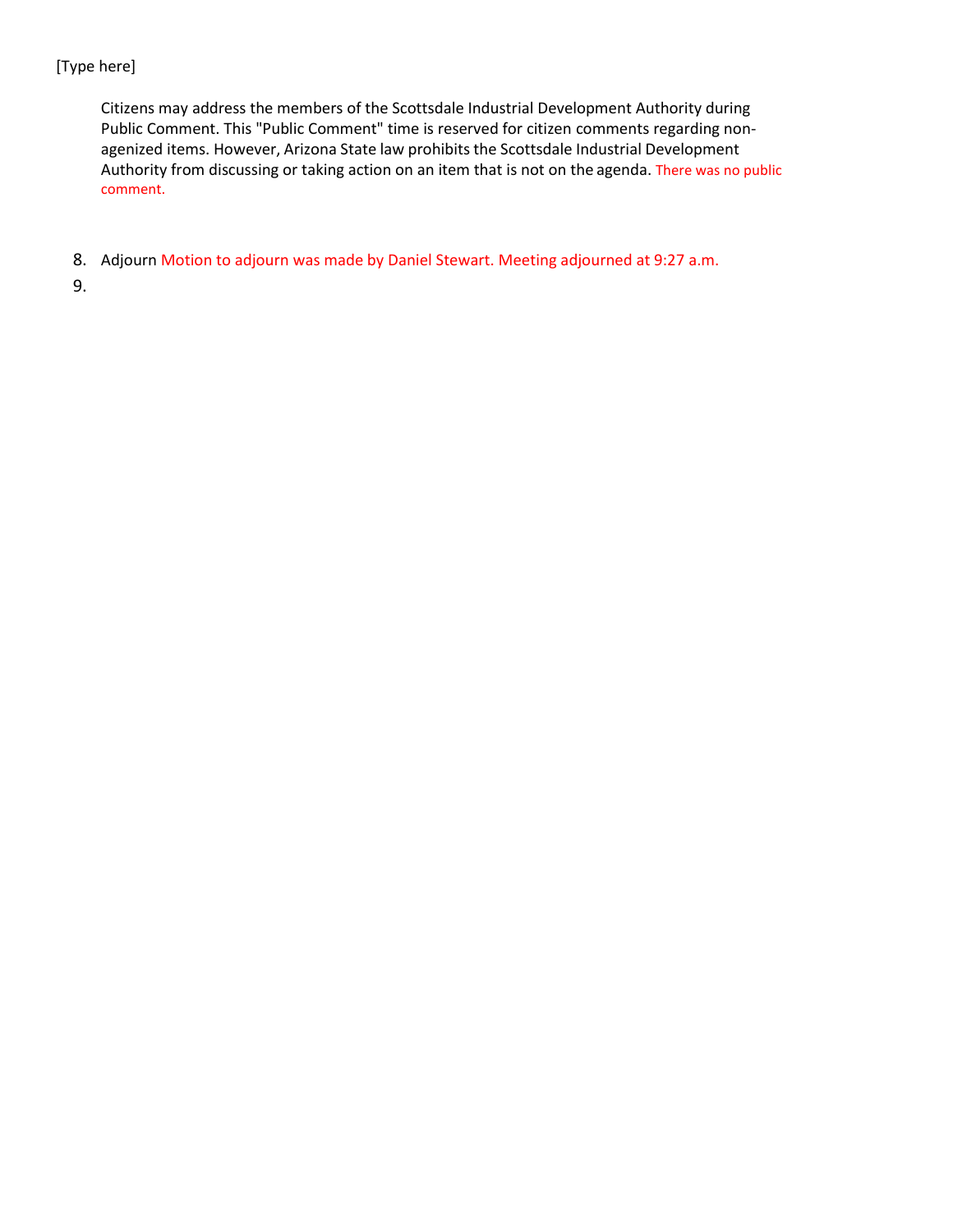[Type here]

Citizens may address the members of the Scottsdale Industrial Development Authority during Public Comment. This "Public Comment" time is reserved for citizen comments regarding non-agenized items. However, Arizona State law prohibits the Scottsdale Industrial Development Authority from discussing or taking action on an item that is not on the agenda. There was no public comment.

8. Adjourn Motion to adjourn was made by Daniel Stewart. Meeting adjourned at 9:27 a.m.
9.